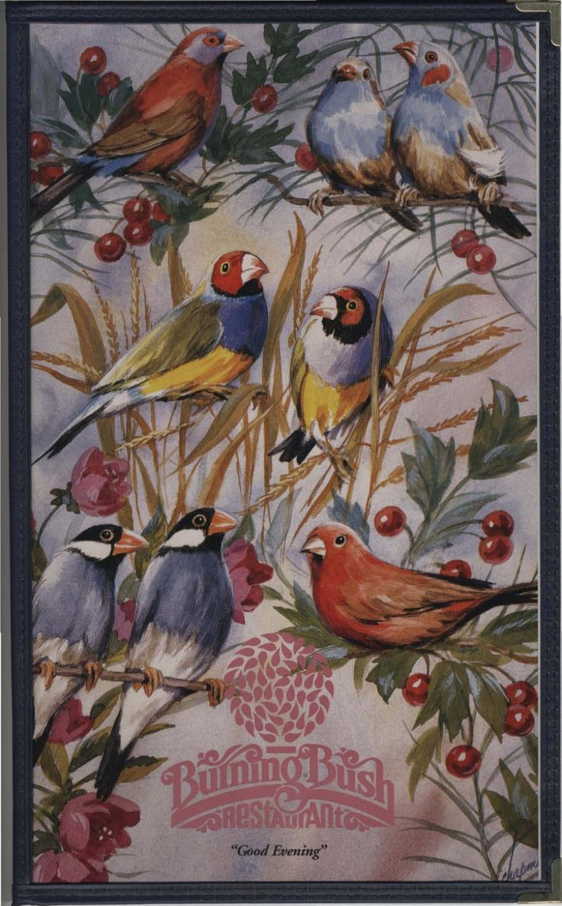# Burning Bush Restaurant

*"Good Evening"*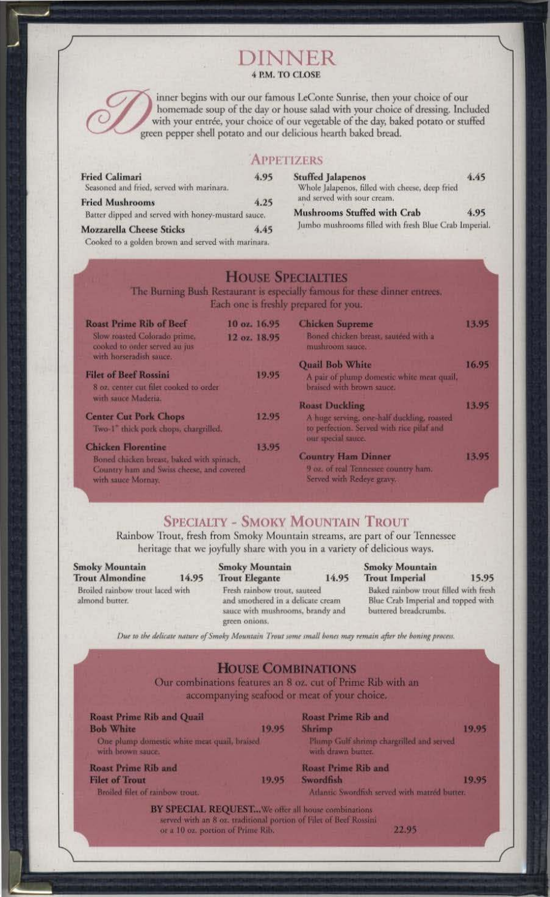# DINNER

**4 P.M. TO CLOSE**

Dinner begins with our our famous LeConte Sunrise, then your choice of our homemade soup of the day or house salad with your choice of dressing. Included with your entrée, your choice of our vegetable of the day, baked potato or stuffed green pepper shell potato and our delicious hearth baked bread.

## APPETIZERS

**Fried Calimari** 4.95
Seasoned and fried, served with marinara.

**Fried Mushrooms** 4.25
Batter dipped and served with honey-mustard sauce.

**Mozzarella Cheese Sticks** 4.45
Cooked to a golden brown and served with marinara.

**Stuffed Jalapenos** 4.45
Whole Jalapenos, filled with cheese, deep fried and served with sour cream.

**Mushrooms Stuffed with Crab** 4.95
Jumbo mushrooms filled with fresh Blue Crab Imperial.

## HOUSE SPECIALTIES

The Burning Bush Restaurant is especially famous for these dinner entrees. Each one is freshly prepared for you.

**Roast Prime Rib of Beef** 10 oz. 16.95 / 12 oz. 18.95
Slow roasted Colorado prime, cooked to order served au jus with horseradish sauce.

**Filet of Beef Rossini** 19.95
8 oz. center cut filet cooked to order with sauce Madeira.

**Center Cut Pork Chops** 12.95
Two-1" thick pork chops, chargrilled.

**Chicken Florentine** 13.95
Boned chicken breast, baked with spinach, Country ham and Swiss cheese, and covered with sauce Mornay.

**Chicken Supreme** 13.95
Boned chicken breast, sautéed with a mushroom sauce.

**Quail Bob White** 16.95
A pair of plump domestic white meat quail, braised with brown sauce.

**Roast Duckling** 13.95
A huge serving, one-half duckling, roasted to perfection. Served with rice pilaf and our special sauce.

**Country Ham Dinner** 13.95
9 oz. of real Tennessee country ham. Served with Redeye gravy.

## SPECIALTY - SMOKY MOUNTAIN TROUT

Rainbow Trout, fresh from Smoky Mountain streams, are part of our Tennessee heritage that we joyfully share with you in a variety of delicious ways.

**Smoky Mountain Trout Almondine** 14.95
Broiled rainbow trout laced with almond butter.

**Smoky Mountain Trout Elegante** 14.95
Fresh rainbow trout, sauteed and smothered in a delicate cream sauce with mushrooms, brandy and green onions.

**Smoky Mountain Trout Imperial** 15.95
Baked rainbow trout filled with fresh Blue Crab Imperial and topped with buttered breadcrumbs.

*Due to the delicate nature of Smoky Mountain Trout some small bones may remain after the boning process.*

## HOUSE COMBINATIONS

Our combinations features an 8 oz. cut of Prime Rib with an accompanying seafood or meat of your choice.

**Roast Prime Rib and Quail Bob White** 19.95
One plump domestic white meat quail, braised with brown sauce.

**Roast Prime Rib and Filet of Trout** 19.95
Broiled filet of rainbow trout.

**Roast Prime Rib and Shrimp** 19.95
Plump Gulf shrimp chargrilled and served with drawn butter.

**Roast Prime Rib and Swordfish** 19.95
Atlantic Swordfish served with matréd butter.

**BY SPECIAL REQUEST...** We offer all house combinations served with an 8 oz. traditional portion of Filet of Beef Rossini or a 10 oz. portion of Prime Rib. 22.95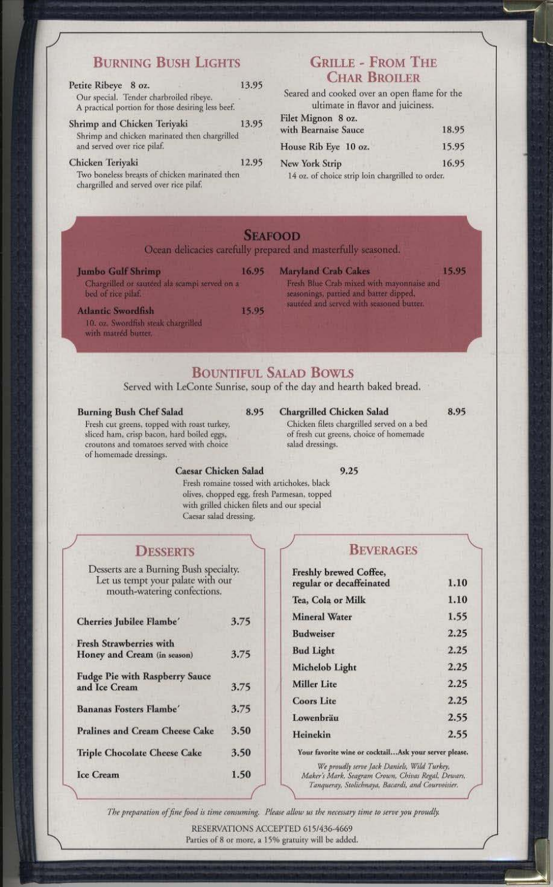## Burning Bush Lights

**Petite Ribeye** 8 oz. — 13.95
Our special. Tender charbroiled ribeye. A practical portion for those desiring less beef.

**Shrimp and Chicken Teriyaki** — 13.95
Shrimp and chicken marinated then chargrilled and served over rice pilaf.

**Chicken Teriyaki** — 12.95
Two boneless breasts of chicken marinated then chargrilled and served over rice pilaf.

## Grille - From The Char Broiler

Seared and cooked over an open flame for the ultimate in flavor and juiciness.

**Filet Mignon** 8 oz. with Bearnaise Sauce — 18.95

**House Rib Eye** 10 oz. — 15.95

**New York Strip** — 16.95
14 oz. of choice strip loin chargrilled to order.

## Seafood

Ocean delicacies carefully prepared and masterfully seasoned.

**Jumbo Gulf Shrimp** — 16.95
Chargrilled or sautéed ala scampi served on a bed of rice pilaf.

**Atlantic Swordfish** — 15.95
10. oz. Swordfish steak chargrilled with matréd butter.

**Maryland Crab Cakes** — 15.95
Fresh Blue Crab mixed with mayonnaise and seasonings, pattied and batter dipped, sautéed and served with seasoned butter.

## Bountiful Salad Bowls

Served with LeConte Sunrise, soup of the day and hearth baked bread.

**Burning Bush Chef Salad** — 8.95
Fresh cut greens, topped with roast turkey, sliced ham, crisp bacon, hard boiled eggs, croutons and tomatoes served with choice of homemade dressings.

**Chargrilled Chicken Salad** — 8.95
Chicken filets chargrilled served on a bed of fresh cut greens, choice of homemade salad dressings.

**Caesar Chicken Salad** — 9.25
Fresh romaine tossed with artichokes, black olives, chopped egg, fresh Parmesan, topped with grilled chicken filets and our special Caesar salad dressing.

## Desserts

Desserts are a Burning Bush specialty. Let us tempt your palate with our mouth-watering confections.

| Dessert | Price |
|---|---|
| Cherries Jubilee Flambe´ | 3.75 |
| Fresh Strawberries with Honey and Cream (in season) | 3.75 |
| Fudge Pie with Raspberry Sauce and Ice Cream | 3.75 |
| Bananas Fosters Flambe´ | 3.75 |
| Pralines and Cream Cheese Cake | 3.50 |
| Triple Chocolate Cheese Cake | 3.50 |
| Ice Cream | 1.50 |

## Beverages

| Beverage | Price |
|---|---|
| Freshly brewed Coffee, regular or decaffeinated | 1.10 |
| Tea, Cola or Milk | 1.10 |
| Mineral Water | 1.55 |
| Budweiser | 2.25 |
| Bud Light | 2.25 |
| Michelob Light | 2.25 |
| Miller Lite | 2.25 |
| Coors Lite | 2.25 |
| Lowenbräu | 2.55 |
| Heinekin | 2.55 |

**Your favorite wine or cocktail...Ask your server please.**

*We proudly serve Jack Daniels, Wild Turkey, Maker's Mark, Seagram Crown, Chivas Regal, Dewars, Tanqueray, Stolichnaya, Bacardi, and Courvoisier.*

*The preparation of fine food is time consuming. Please allow us the necessary time to serve you proudly.*

RESERVATIONS ACCEPTED 615/436-4669

Parties of 8 or more, a 15% gratuity will be added.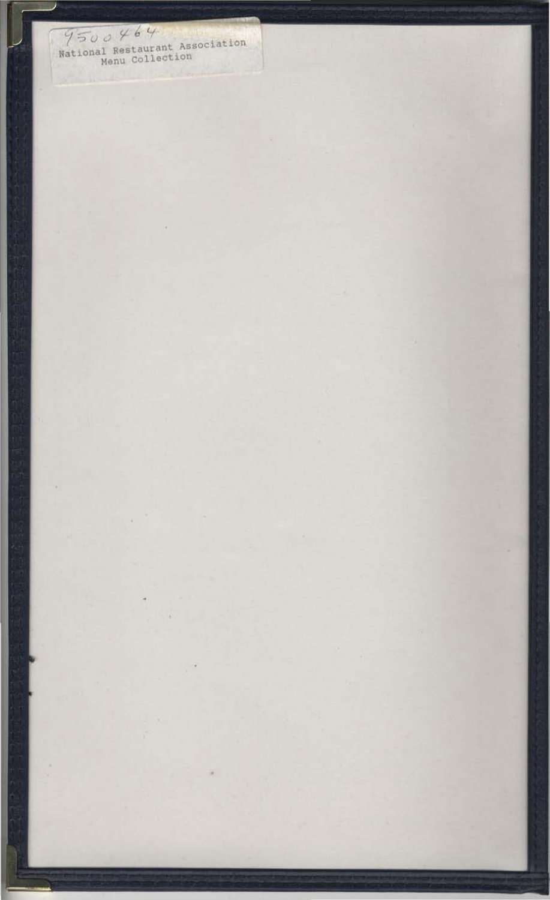9500464
National Restaurant Association
Menu Collection